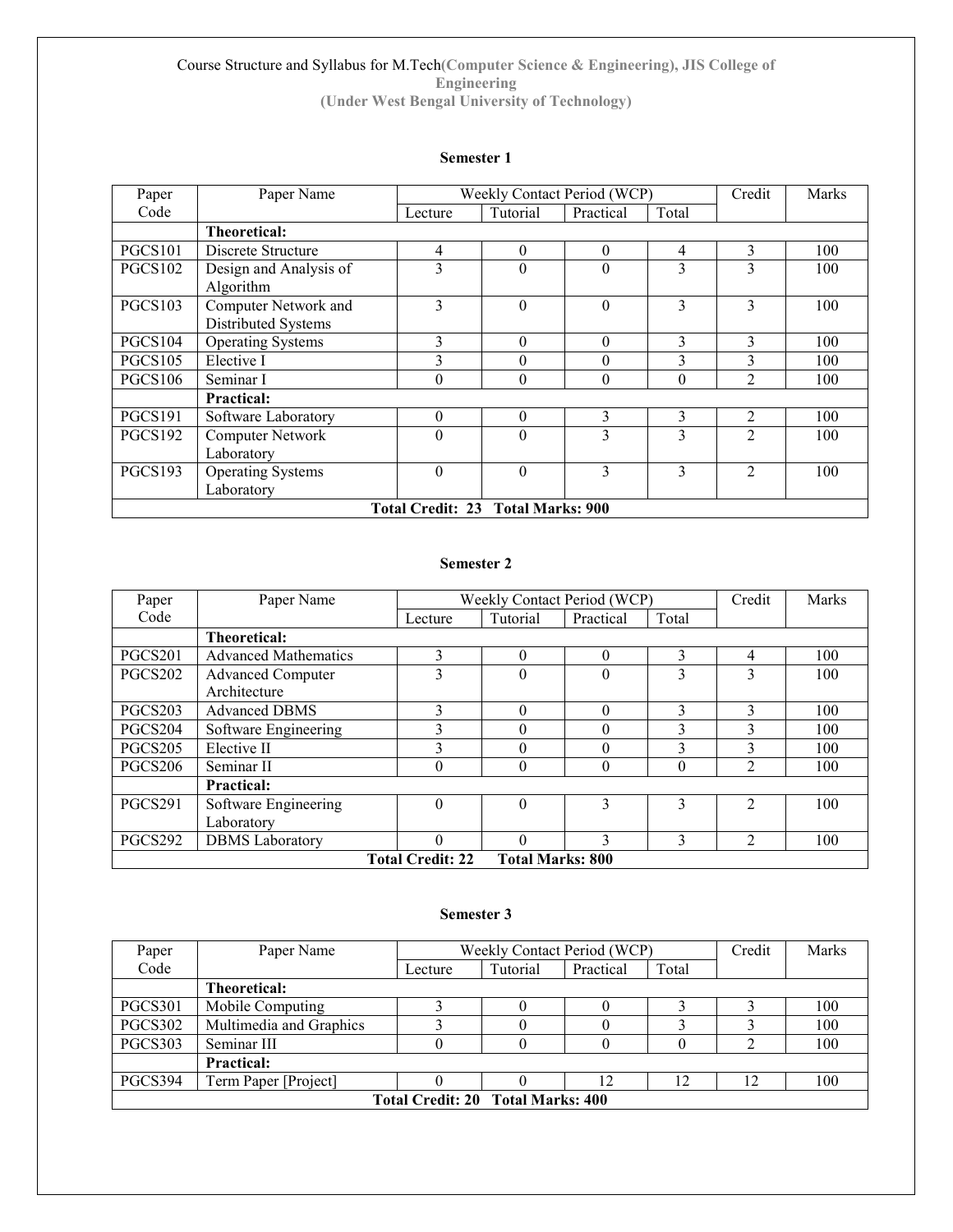Course Structure and Syllabus for M.Tech**(Computer Science & Engineering), JIS College of Engineering**
**(Under West Bengal University of Technology)**

### Semester 1

| Paper Code | Paper Name | Weekly Contact Period (WCP) | | | | Credit | Marks |
|---|---|---|---|---|---|---|---|
| | | Lecture | Tutorial | Practical | Total | | |
| | **Theoretical:** | | | | | | |
| PGCS101 | Discrete Structure | 4 | 0 | 0 | 4 | 3 | 100 |
| PGCS102 | Design and Analysis of Algorithm | 3 | 0 | 0 | 3 | 3 | 100 |
| PGCS103 | Computer Network and Distributed Systems | 3 | 0 | 0 | 3 | 3 | 100 |
| PGCS104 | Operating Systems | 3 | 0 | 0 | 3 | 3 | 100 |
| PGCS105 | Elective I | 3 | 0 | 0 | 3 | 3 | 100 |
| PGCS106 | Seminar I | 0 | 0 | 0 | 0 | 2 | 100 |
| | **Practical:** | | | | | | |
| PGCS191 | Software Laboratory | 0 | 0 | 3 | 3 | 2 | 100 |
| PGCS192 | Computer Network Laboratory | 0 | 0 | 3 | 3 | 2 | 100 |
| PGCS193 | Operating Systems Laboratory | 0 | 0 | 3 | 3 | 2 | 100 |
| **Total Credit: 23 Total Marks: 900** | | | | | | | |

### Semester 2

| Paper Code | Paper Name | Weekly Contact Period (WCP) | | | | Credit | Marks |
|---|---|---|---|---|---|---|---|
| | | Lecture | Tutorial | Practical | Total | | |
| | **Theoretical:** | | | | | | |
| PGCS201 | Advanced Mathematics | 3 | 0 | 0 | 3 | 4 | 100 |
| PGCS202 | Advanced Computer Architecture | 3 | 0 | 0 | 3 | 3 | 100 |
| PGCS203 | Advanced DBMS | 3 | 0 | 0 | 3 | 3 | 100 |
| PGCS204 | Software Engineering | 3 | 0 | 0 | 3 | 3 | 100 |
| PGCS205 | Elective II | 3 | 0 | 0 | 3 | 3 | 100 |
| PGCS206 | Seminar II | 0 | 0 | 0 | 0 | 2 | 100 |
| | **Practical:** | | | | | | |
| PGCS291 | Software Engineering Laboratory | 0 | 0 | 3 | 3 | 2 | 100 |
| PGCS292 | DBMS Laboratory | 0 | 0 | 3 | 3 | 2 | 100 |
| **Total Credit: 22 Total Marks: 800** | | | | | | | |

### Semester 3

| Paper Code | Paper Name | Weekly Contact Period (WCP) | | | | Credit | Marks |
|---|---|---|---|---|---|---|---|
| | | Lecture | Tutorial | Practical | Total | | |
| | **Theoretical:** | | | | | | |
| PGCS301 | Mobile Computing | 3 | 0 | 0 | 3 | 3 | 100 |
| PGCS302 | Multimedia and Graphics | 3 | 0 | 0 | 3 | 3 | 100 |
| PGCS303 | Seminar III | 0 | 0 | 0 | 0 | 2 | 100 |
| | **Practical:** | | | | | | |
| PGCS394 | Term Paper [Project] | 0 | 0 | 12 | 12 | 12 | 100 |
| **Total Credit: 20 Total Marks: 400** | | | | | | | |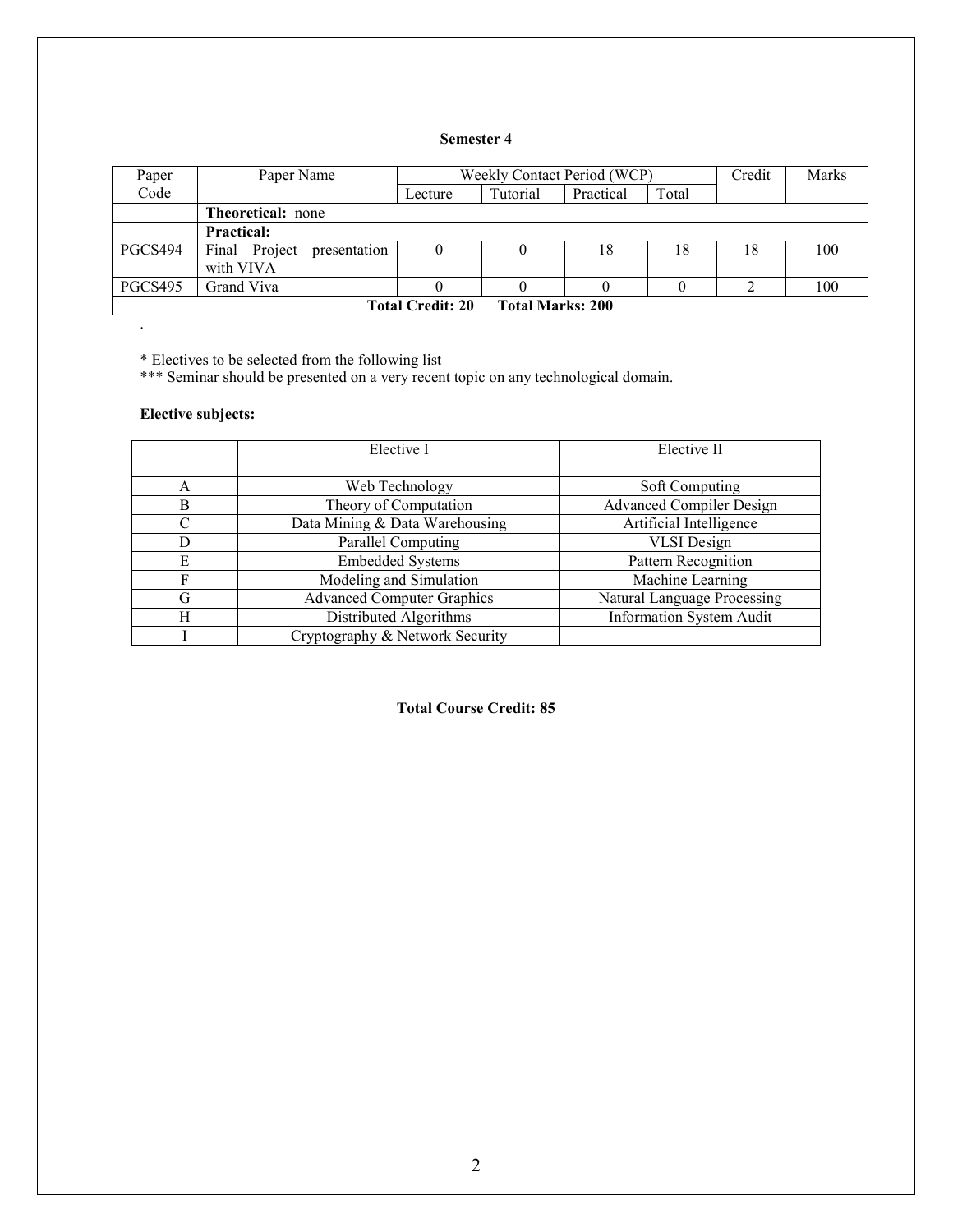### Semester 4

| Paper Code | Paper Name | Weekly Contact Period (WCP) | | | | Credit | Marks |
|---|---|---|---|---|---|---|---|
| | | Lecture | Tutorial | Practical | Total | | |
| | **Theoretical:** none | | | | | | |
| | **Practical:** | | | | | | |
| PGCS494 | Final Project presentation with VIVA | 0 | 0 | 18 | 18 | 18 | 100 |
| PGCS495 | Grand Viva | 0 | 0 | 0 | 0 | 2 | 100 |
| **Total Credit: 20** | **Total Marks: 200** | | | | | | |

.

\* Electives to be selected from the following list

\*\*\* Seminar should be presented on a very recent topic on any technological domain.

**Elective subjects:**

| | Elective I | Elective II |
|---|---|---|
| A | Web Technology | Soft Computing |
| B | Theory of Computation | Advanced Compiler Design |
| C | Data Mining & Data Warehousing | Artificial Intelligence |
| D | Parallel Computing | VLSI Design |
| E | Embedded Systems | Pattern Recognition |
| F | Modeling and Simulation | Machine Learning |
| G | Advanced Computer Graphics | Natural Language Processing |
| H | Distributed Algorithms | Information System Audit |
| I | Cryptography & Network Security | |

**Total Course Credit: 85**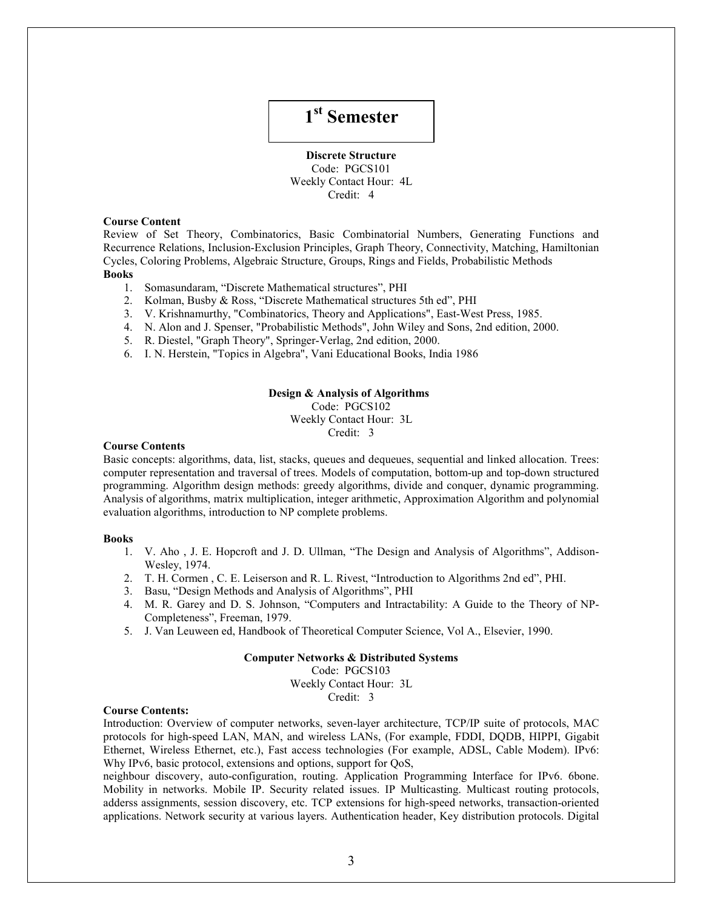# 1$^{st}$ Semester

**Discrete Structure**
Code: PGCS101
Weekly Contact Hour: 4L
Credit: 4

**Course Content**

Review of Set Theory, Combinatorics, Basic Combinatorial Numbers, Generating Functions and Recurrence Relations, Inclusion-Exclusion Principles, Graph Theory, Connectivity, Matching, Hamiltonian Cycles, Coloring Problems, Algebraic Structure, Groups, Rings and Fields, Probabilistic Methods

**Books**

1. Somasundaram, "Discrete Mathematical structures", PHI
2. Kolman, Busby & Ross, "Discrete Mathematical structures 5th ed", PHI
3. V. Krishnamurthy, "Combinatorics, Theory and Applications", East-West Press, 1985.
4. N. Alon and J. Spenser, "Probabilistic Methods", John Wiley and Sons, 2nd edition, 2000.
5. R. Diestel, "Graph Theory", Springer-Verlag, 2nd edition, 2000.
6. I. N. Herstein, "Topics in Algebra", Vani Educational Books, India 1986

**Design & Analysis of Algorithms**
Code: PGCS102
Weekly Contact Hour: 3L
Credit: 3

**Course Contents**

Basic concepts: algorithms, data, list, stacks, queues and dequeues, sequential and linked allocation. Trees: computer representation and traversal of trees. Models of computation, bottom-up and top-down structured programming. Algorithm design methods: greedy algorithms, divide and conquer, dynamic programming. Analysis of algorithms, matrix multiplication, integer arithmetic, Approximation Algorithm and polynomial evaluation algorithms, introduction to NP complete problems.

**Books**

1. V. Aho , J. E. Hopcroft and J. D. Ullman, "The Design and Analysis of Algorithms", Addison-Wesley, 1974.
2. T. H. Cormen , C. E. Leiserson and R. L. Rivest, "Introduction to Algorithms 2nd ed", PHI.
3. Basu, "Design Methods and Analysis of Algorithms", PHI
4. M. R. Garey and D. S. Johnson, "Computers and Intractability: A Guide to the Theory of NP-Completeness", Freeman, 1979.
5. J. Van Leuween ed, Handbook of Theoretical Computer Science, Vol A., Elsevier, 1990.

**Computer Networks & Distributed Systems**
Code: PGCS103
Weekly Contact Hour: 3L
Credit: 3

**Course Contents:**

Introduction: Overview of computer networks, seven-layer architecture, TCP/IP suite of protocols, MAC protocols for high-speed LAN, MAN, and wireless LANs, (For example, FDDI, DQDB, HIPPI, Gigabit Ethernet, Wireless Ethernet, etc.), Fast access technologies (For example, ADSL, Cable Modem). IPv6: Why IPv6, basic protocol, extensions and options, support for QoS,
neighbour discovery, auto-configuration, routing. Application Programming Interface for IPv6. 6bone. Mobility in networks. Mobile IP. Security related issues. IP Multicasting. Multicast routing protocols, adderss assignments, session discovery, etc. TCP extensions for high-speed networks, transaction-oriented applications. Network security at various layers. Authentication header, Key distribution protocols. Digital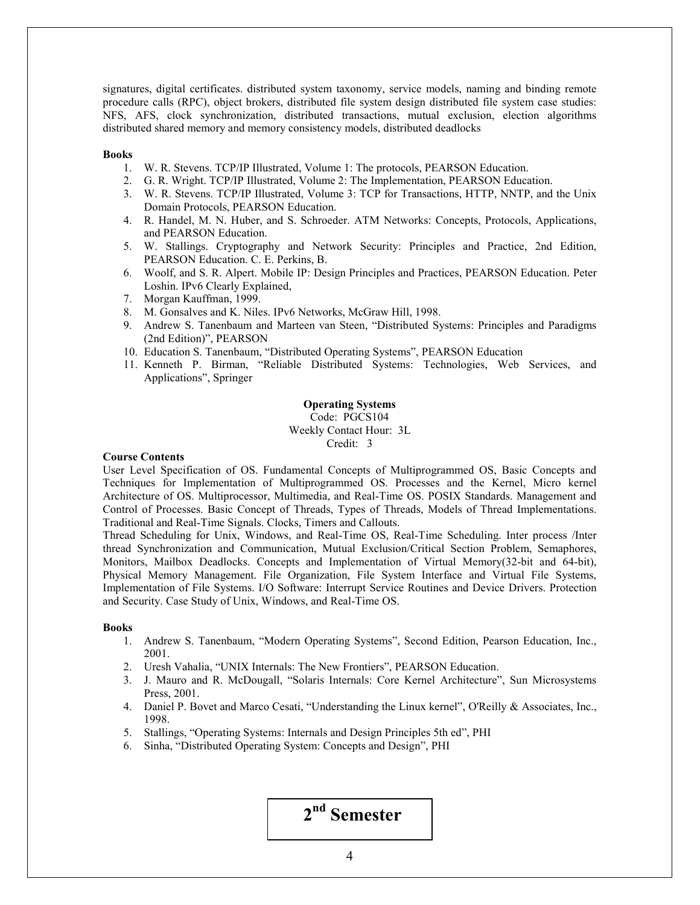signatures, digital certificates. distributed system taxonomy, service models, naming and binding remote procedure calls (RPC), object brokers, distributed file system design distributed file system case studies: NFS, AFS, clock synchronization, distributed transactions, mutual exclusion, election algorithms distributed shared memory and memory consistency models, distributed deadlocks

**Books**

1. W. R. Stevens. TCP/IP Illustrated, Volume 1: The protocols, PEARSON Education.
2. G. R. Wright. TCP/IP Illustrated, Volume 2: The Implementation, PEARSON Education.
3. W. R. Stevens. TCP/IP Illustrated, Volume 3: TCP for Transactions, HTTP, NNTP, and the Unix Domain Protocols, PEARSON Education.
4. R. Handel, M. N. Huber, and S. Schroeder. ATM Networks: Concepts, Protocols, Applications, and PEARSON Education.
5. W. Stallings. Cryptography and Network Security: Principles and Practice, 2nd Edition, PEARSON Education. C. E. Perkins, B.
6. Woolf, and S. R. Alpert. Mobile IP: Design Principles and Practices, PEARSON Education. Peter Loshin. IPv6 Clearly Explained,
7. Morgan Kauffman, 1999.
8. M. Gonsalves and K. Niles. IPv6 Networks, McGraw Hill, 1998.
9. Andrew S. Tanenbaum and Marteen van Steen, "Distributed Systems: Principles and Paradigms (2nd Edition)", PEARSON
10. Education S. Tanenbaum, "Distributed Operating Systems", PEARSON Education
11. Kenneth P. Birman, "Reliable Distributed Systems: Technologies, Web Services, and Applications", Springer

## Operating Systems

Code: PGCS104
Weekly Contact Hour: 3L
Credit: 3

**Course Contents**

User Level Specification of OS. Fundamental Concepts of Multiprogrammed OS, Basic Concepts and Techniques for Implementation of Multiprogrammed OS. Processes and the Kernel, Micro kernel Architecture of OS. Multiprocessor, Multimedia, and Real-Time OS. POSIX Standards. Management and Control of Processes. Basic Concept of Threads, Types of Threads, Models of Thread Implementations. Traditional and Real-Time Signals. Clocks, Timers and Callouts.
Thread Scheduling for Unix, Windows, and Real-Time OS, Real-Time Scheduling. Inter process /Inter thread Synchronization and Communication, Mutual Exclusion/Critical Section Problem, Semaphores, Monitors, Mailbox Deadlocks. Concepts and Implementation of Virtual Memory(32-bit and 64-bit), Physical Memory Management. File Organization, File System Interface and Virtual File Systems, Implementation of File Systems. I/O Software: Interrupt Service Routines and Device Drivers. Protection and Security. Case Study of Unix, Windows, and Real-Time OS.

**Books**

1. Andrew S. Tanenbaum, "Modern Operating Systems", Second Edition, Pearson Education, Inc., 2001.
2. Uresh Vahalia, "UNIX Internals: The New Frontiers", PEARSON Education.
3. J. Mauro and R. McDougall, "Solaris Internals: Core Kernel Architecture", Sun Microsystems Press, 2001.
4. Daniel P. Bovet and Marco Cesati, "Understanding the Linux kernel", O'Reilly & Associates, Inc., 1998.
5. Stallings, "Operating Systems: Internals and Design Principles 5th ed", PHI
6. Sinha, "Distributed Operating System: Concepts and Design", PHI

# 2nd Semester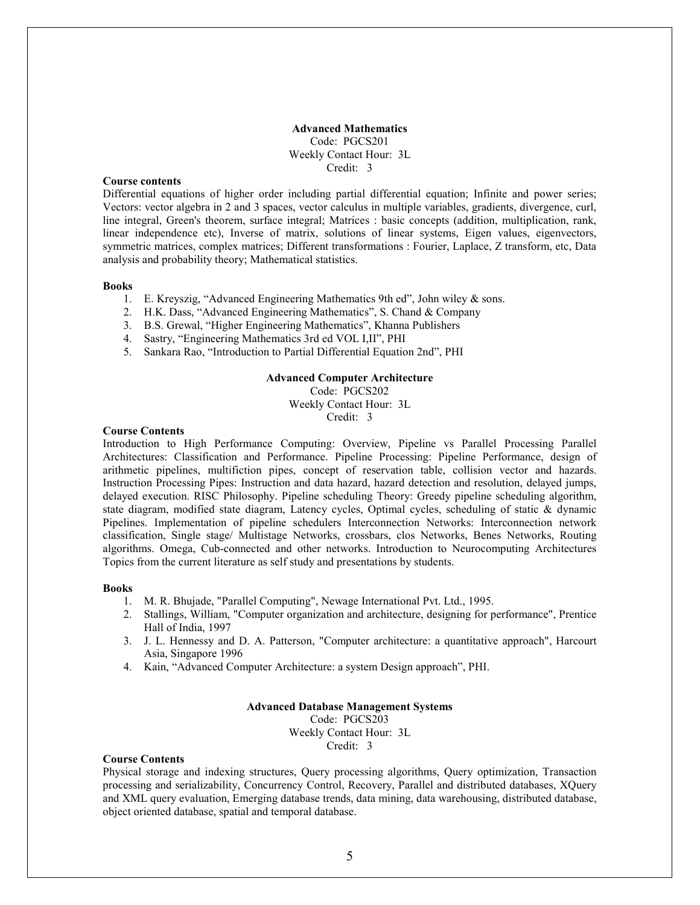## Advanced Mathematics

Code: PGCS201
Weekly Contact Hour: 3L
Credit: 3

**Course contents**

Differential equations of higher order including partial differential equation; Infinite and power series; Vectors: vector algebra in 2 and 3 spaces, vector calculus in multiple variables, gradients, divergence, curl, line integral, Green's theorem, surface integral; Matrices : basic concepts (addition, multiplication, rank, linear independence etc), Inverse of matrix, solutions of linear systems, Eigen values, eigenvectors, symmetric matrices, complex matrices; Different transformations : Fourier, Laplace, Z transform, etc, Data analysis and probability theory; Mathematical statistics.

**Books**

1. E. Kreyszig, "Advanced Engineering Mathematics 9th ed", John wiley & sons.
2. H.K. Dass, "Advanced Engineering Mathematics", S. Chand & Company
3. B.S. Grewal, "Higher Engineering Mathematics", Khanna Publishers
4. Sastry, "Engineering Mathematics 3rd ed VOL I,II", PHI
5. Sankara Rao, "Introduction to Partial Differential Equation 2nd", PHI

## Advanced Computer Architecture

Code: PGCS202
Weekly Contact Hour: 3L
Credit: 3

**Course Contents**

Introduction to High Performance Computing: Overview, Pipeline vs Parallel Processing Parallel Architectures: Classification and Performance. Pipeline Processing: Pipeline Performance, design of arithmetic pipelines, multifiction pipes, concept of reservation table, collision vector and hazards. Instruction Processing Pipes: Instruction and data hazard, hazard detection and resolution, delayed jumps, delayed execution. RISC Philosophy. Pipeline scheduling Theory: Greedy pipeline scheduling algorithm, state diagram, modified state diagram, Latency cycles, Optimal cycles, scheduling of static & dynamic Pipelines. Implementation of pipeline schedulers Interconnection Networks: Interconnection network classification, Single stage/ Multistage Networks, crossbars, clos Networks, Benes Networks, Routing algorithms. Omega, Cub-connected and other networks. Introduction to Neurocomputing Architectures Topics from the current literature as self study and presentations by students.

**Books**

1. M. R. Bhujade, "Parallel Computing", Newage International Pvt. Ltd., 1995.
2. Stallings, William, "Computer organization and architecture, designing for performance", Prentice Hall of India, 1997
3. J. L. Hennessy and D. A. Patterson, "Computer architecture: a quantitative approach", Harcourt Asia, Singapore 1996
4. Kain, "Advanced Computer Architecture: a system Design approach", PHI.

## Advanced Database Management Systems

Code: PGCS203
Weekly Contact Hour: 3L
Credit: 3

**Course Contents**

Physical storage and indexing structures, Query processing algorithms, Query optimization, Transaction processing and serializability, Concurrency Control, Recovery, Parallel and distributed databases, XQuery and XML query evaluation, Emerging database trends, data mining, data warehousing, distributed database, object oriented database, spatial and temporal database.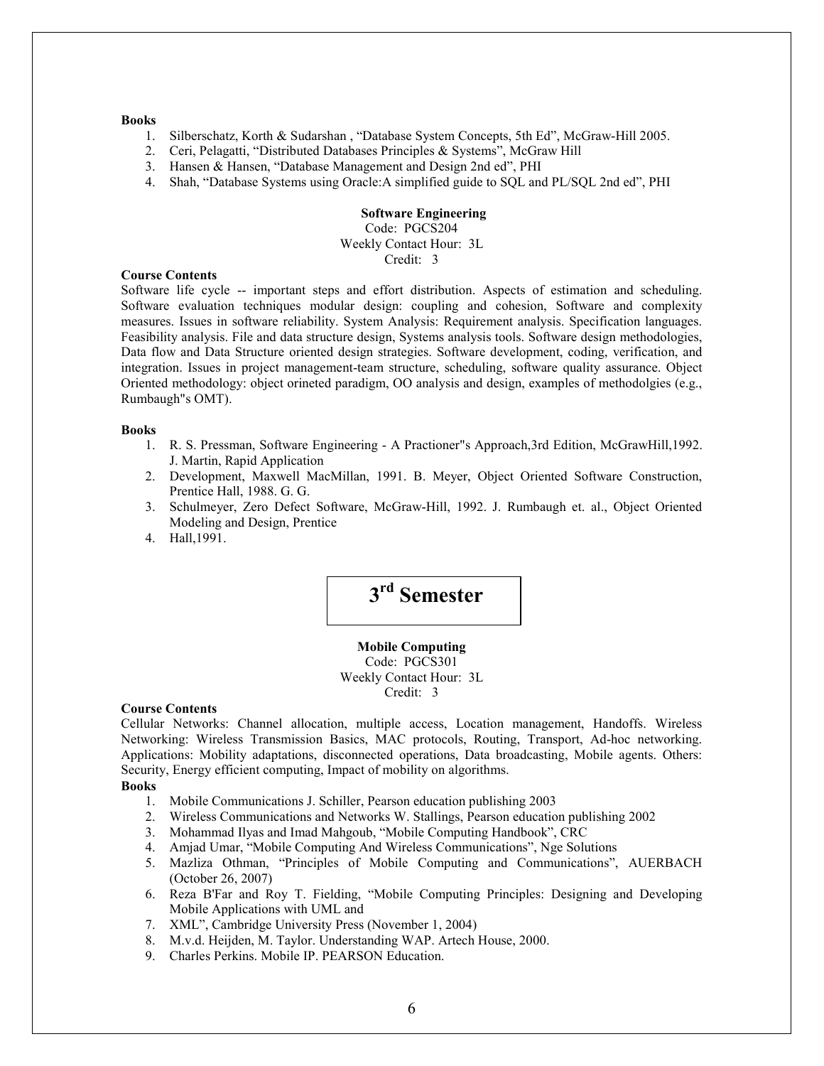**Books**

1. Silberschatz, Korth & Sudarshan , "Database System Concepts, 5th Ed", McGraw-Hill 2005.
2. Ceri, Pelagatti, "Distributed Databases Principles & Systems", McGraw Hill
3. Hansen & Hansen, "Database Management and Design 2nd ed", PHI
4. Shah, "Database Systems using Oracle:A simplified guide to SQL and PL/SQL 2nd ed", PHI

### Software Engineering

Code: PGCS204
Weekly Contact Hour: 3L
Credit: 3

**Course Contents**

Software life cycle -- important steps and effort distribution. Aspects of estimation and scheduling. Software evaluation techniques modular design: coupling and cohesion, Software and complexity measures. Issues in software reliability. System Analysis: Requirement analysis. Specification languages. Feasibility analysis. File and data structure design, Systems analysis tools. Software design methodologies, Data flow and Data Structure oriented design strategies. Software development, coding, verification, and integration. Issues in project management-team structure, scheduling, software quality assurance. Object Oriented methodology: object orineted paradigm, OO analysis and design, examples of methodolgies (e.g., Rumbaugh"s OMT).

**Books**

1. R. S. Pressman, Software Engineering - A Practioner"s Approach,3rd Edition, McGrawHill,1992. J. Martin, Rapid Application
2. Development, Maxwell MacMillan, 1991. B. Meyer, Object Oriented Software Construction, Prentice Hall, 1988. G. G.
3. Schulmeyer, Zero Defect Software, McGraw-Hill, 1992. J. Rumbaugh et. al., Object Oriented Modeling and Design, Prentice
4. Hall,1991.

## 3rd Semester

### Mobile Computing

Code: PGCS301
Weekly Contact Hour: 3L
Credit: 3

**Course Contents**

Cellular Networks: Channel allocation, multiple access, Location management, Handoffs. Wireless Networking: Wireless Transmission Basics, MAC protocols, Routing, Transport, Ad-hoc networking. Applications: Mobility adaptations, disconnected operations, Data broadcasting, Mobile agents. Others: Security, Energy efficient computing, Impact of mobility on algorithms.

**Books**

1. Mobile Communications J. Schiller, Pearson education publishing 2003
2. Wireless Communications and Networks W. Stallings, Pearson education publishing 2002
3. Mohammad Ilyas and Imad Mahgoub, "Mobile Computing Handbook", CRC
4. Amjad Umar, "Mobile Computing And Wireless Communications", Nge Solutions
5. Mazliza Othman, "Principles of Mobile Computing and Communications", AUERBACH (October 26, 2007)
6. Reza B'Far and Roy T. Fielding, "Mobile Computing Principles: Designing and Developing Mobile Applications with UML and
7. XML", Cambridge University Press (November 1, 2004)
8. M.v.d. Heijden, M. Taylor. Understanding WAP. Artech House, 2000.
9. Charles Perkins. Mobile IP. PEARSON Education.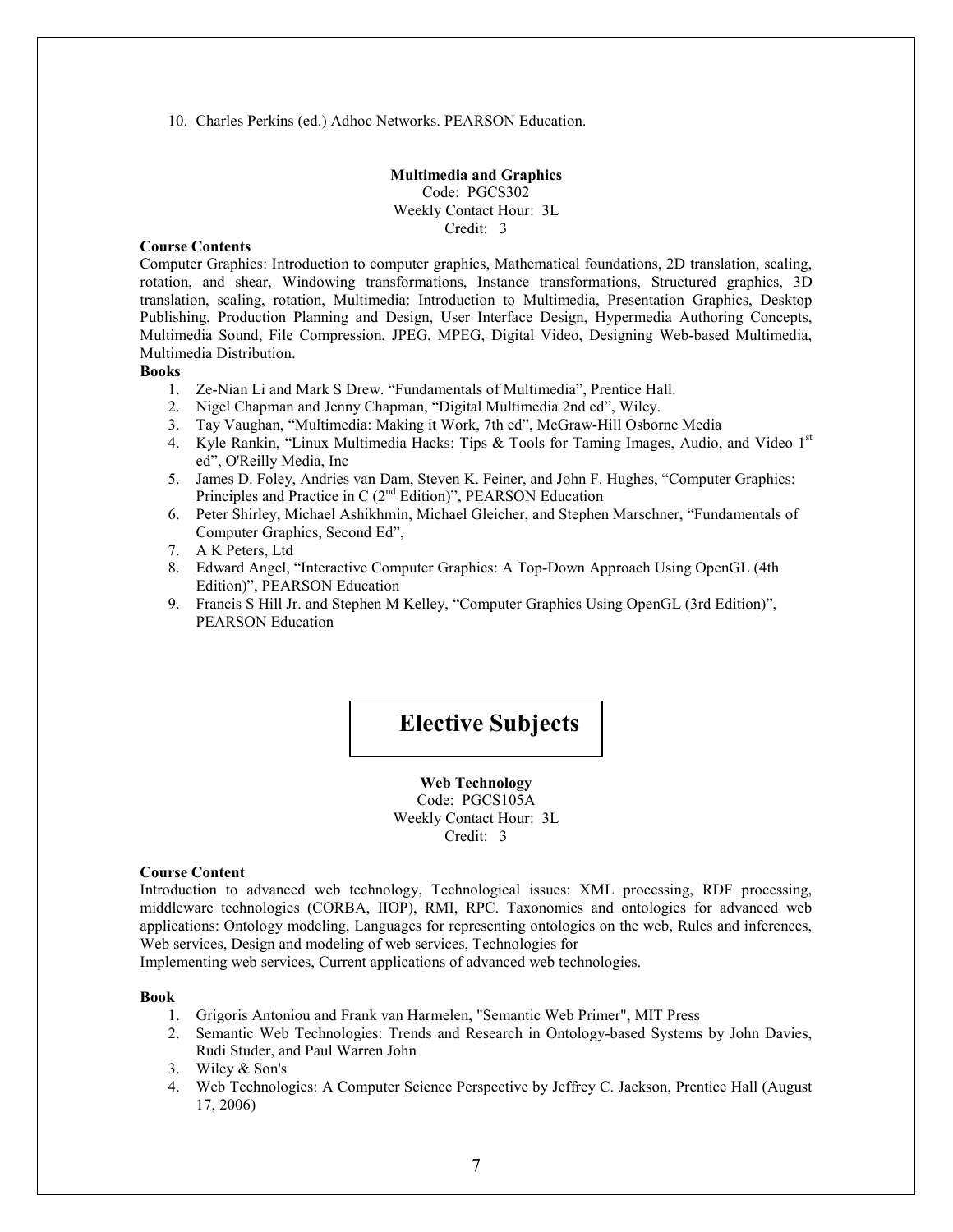10. Charles Perkins (ed.) Adhoc Networks. PEARSON Education.

### Multimedia and Graphics

Code: PGCS302
Weekly Contact Hour: 3L
Credit: 3

**Course Contents**

Computer Graphics: Introduction to computer graphics, Mathematical foundations, 2D translation, scaling, rotation, and shear, Windowing transformations, Instance transformations, Structured graphics, 3D translation, scaling, rotation, Multimedia: Introduction to Multimedia, Presentation Graphics, Desktop Publishing, Production Planning and Design, User Interface Design, Hypermedia Authoring Concepts, Multimedia Sound, File Compression, JPEG, MPEG, Digital Video, Designing Web-based Multimedia, Multimedia Distribution.

**Books**

1. Ze-Nian Li and Mark S Drew. "Fundamentals of Multimedia", Prentice Hall.
2. Nigel Chapman and Jenny Chapman, "Digital Multimedia 2nd ed", Wiley.
3. Tay Vaughan, "Multimedia: Making it Work, 7th ed", McGraw-Hill Osborne Media
4. Kyle Rankin, "Linux Multimedia Hacks: Tips & Tools for Taming Images, Audio, and Video 1st ed", O'Reilly Media, Inc
5. James D. Foley, Andries van Dam, Steven K. Feiner, and John F. Hughes, "Computer Graphics: Principles and Practice in C (2nd Edition)", PEARSON Education
6. Peter Shirley, Michael Ashikhmin, Michael Gleicher, and Stephen Marschner, "Fundamentals of Computer Graphics, Second Ed",
7. A K Peters, Ltd
8. Edward Angel, "Interactive Computer Graphics: A Top-Down Approach Using OpenGL (4th Edition)", PEARSON Education
9. Francis S Hill Jr. and Stephen M Kelley, "Computer Graphics Using OpenGL (3rd Edition)", PEARSON Education

## Elective Subjects

### Web Technology

Code: PGCS105A
Weekly Contact Hour: 3L
Credit: 3

**Course Content**

Introduction to advanced web technology, Technological issues: XML processing, RDF processing, middleware technologies (CORBA, IIOP), RMI, RPC. Taxonomies and ontologies for advanced web applications: Ontology modeling, Languages for representing ontologies on the web, Rules and inferences, Web services, Design and modeling of web services, Technologies for
Implementing web services, Current applications of advanced web technologies.

**Book**

1. Grigoris Antoniou and Frank van Harmelen, "Semantic Web Primer", MIT Press
2. Semantic Web Technologies: Trends and Research in Ontology-based Systems by John Davies, Rudi Studer, and Paul Warren John
3. Wiley & Son's
4. Web Technologies: A Computer Science Perspective by Jeffrey C. Jackson, Prentice Hall (August 17, 2006)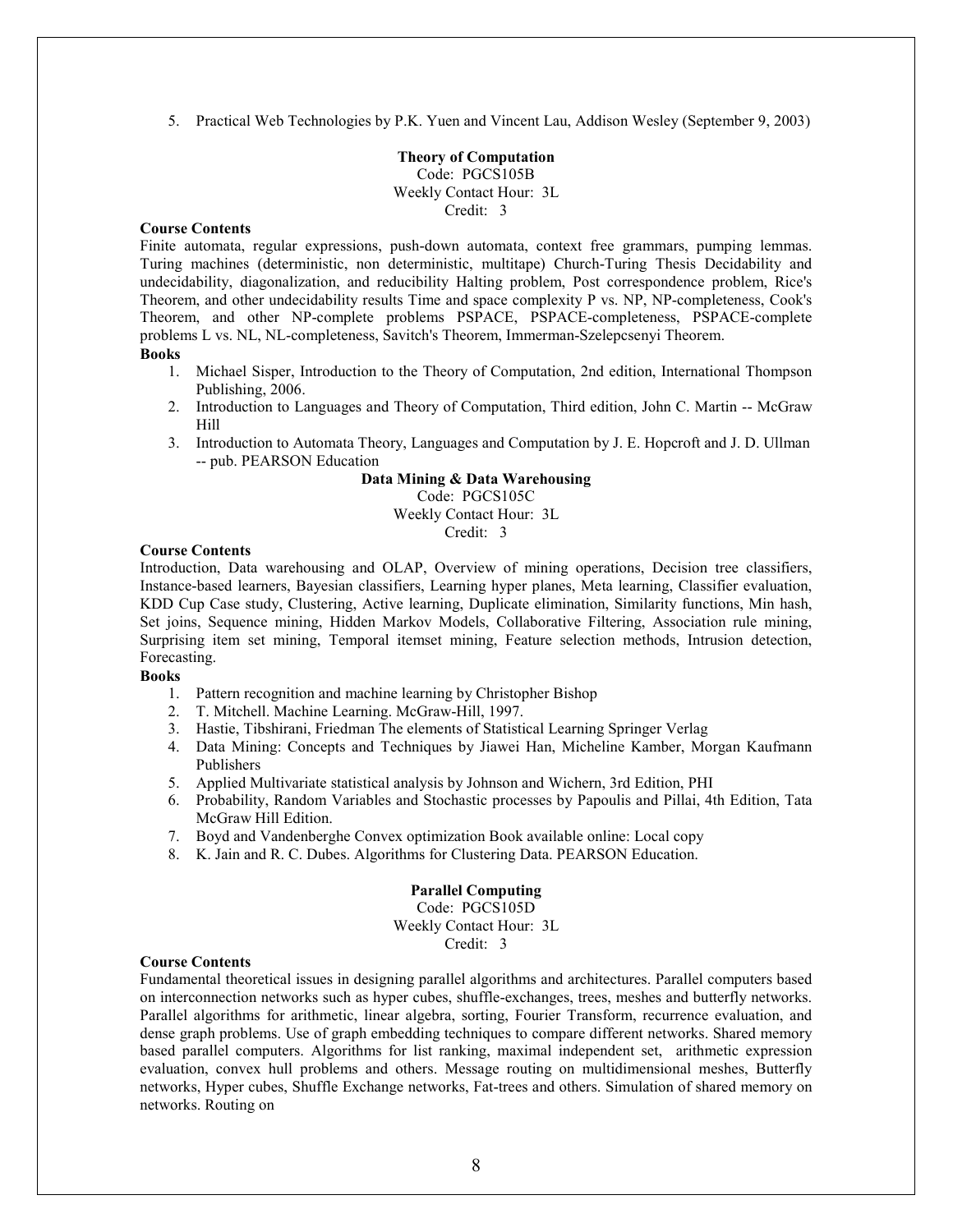5. Practical Web Technologies by P.K. Yuen and Vincent Lau, Addison Wesley (September 9, 2003)

**Theory of Computation**
Code: PGCS105B
Weekly Contact Hour: 3L
Credit: 3

**Course Contents**

Finite automata, regular expressions, push-down automata, context free grammars, pumping lemmas. Turing machines (deterministic, non deterministic, multitape) Church-Turing Thesis Decidability and undecidability, diagonalization, and reducibility Halting problem, Post correspondence problem, Rice's Theorem, and other undecidability results Time and space complexity P vs. NP, NP-completeness, Cook's Theorem, and other NP-complete problems PSPACE, PSPACE-completeness, PSPACE-complete problems L vs. NL, NL-completeness, Savitch's Theorem, Immerman-Szelepcsenyi Theorem.

**Books**

1. Michael Sisper, Introduction to the Theory of Computation, 2nd edition, International Thompson Publishing, 2006.
2. Introduction to Languages and Theory of Computation, Third edition, John C. Martin -- McGraw Hill
3. Introduction to Automata Theory, Languages and Computation by J. E. Hopcroft and J. D. Ullman -- pub. PEARSON Education

**Data Mining & Data Warehousing**
Code: PGCS105C
Weekly Contact Hour: 3L
Credit: 3

**Course Contents**

Introduction, Data warehousing and OLAP, Overview of mining operations, Decision tree classifiers, Instance-based learners, Bayesian classifiers, Learning hyper planes, Meta learning, Classifier evaluation, KDD Cup Case study, Clustering, Active learning, Duplicate elimination, Similarity functions, Min hash, Set joins, Sequence mining, Hidden Markov Models, Collaborative Filtering, Association rule mining, Surprising item set mining, Temporal itemset mining, Feature selection methods, Intrusion detection, Forecasting.

**Books**

1. Pattern recognition and machine learning by Christopher Bishop
2. T. Mitchell. Machine Learning. McGraw-Hill, 1997.
3. Hastie, Tibshirani, Friedman The elements of Statistical Learning Springer Verlag
4. Data Mining: Concepts and Techniques by Jiawei Han, Micheline Kamber, Morgan Kaufmann Publishers
5. Applied Multivariate statistical analysis by Johnson and Wichern, 3rd Edition, PHI
6. Probability, Random Variables and Stochastic processes by Papoulis and Pillai, 4th Edition, Tata McGraw Hill Edition.
7. Boyd and Vandenberghe Convex optimization Book available online: Local copy
8. K. Jain and R. C. Dubes. Algorithms for Clustering Data. PEARSON Education.

**Parallel Computing**
Code: PGCS105D
Weekly Contact Hour: 3L
Credit: 3

**Course Contents**

Fundamental theoretical issues in designing parallel algorithms and architectures. Parallel computers based on interconnection networks such as hyper cubes, shuffle-exchanges, trees, meshes and butterfly networks. Parallel algorithms for arithmetic, linear algebra, sorting, Fourier Transform, recurrence evaluation, and dense graph problems. Use of graph embedding techniques to compare different networks. Shared memory based parallel computers. Algorithms for list ranking, maximal independent set, arithmetic expression evaluation, convex hull problems and others. Message routing on multidimensional meshes, Butterfly networks, Hyper cubes, Shuffle Exchange networks, Fat-trees and others. Simulation of shared memory on networks. Routing on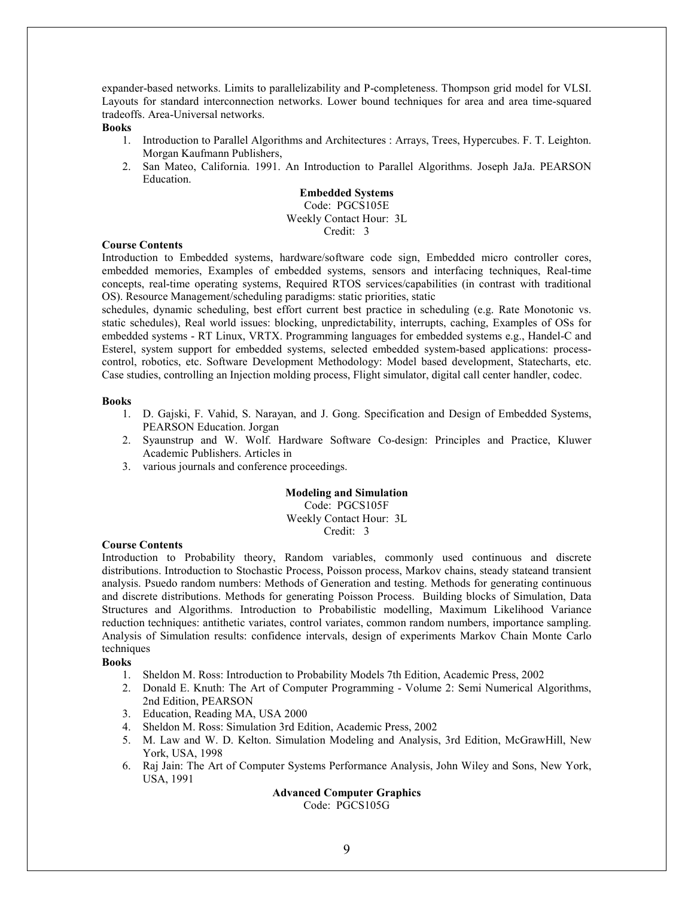expander-based networks. Limits to parallelizability and P-completeness. Thompson grid model for VLSI. Layouts for standard interconnection networks. Lower bound techniques for area and area time-squared tradeoffs. Area-Universal networks.

**Books**

1. Introduction to Parallel Algorithms and Architectures : Arrays, Trees, Hypercubes. F. T. Leighton. Morgan Kaufmann Publishers,
2. San Mateo, California. 1991. An Introduction to Parallel Algorithms. Joseph JaJa. PEARSON Education.

### Embedded Systems

Code: PGCS105E
Weekly Contact Hour: 3L
Credit: 3

**Course Contents**

Introduction to Embedded systems, hardware/software code sign, Embedded micro controller cores, embedded memories, Examples of embedded systems, sensors and interfacing techniques, Real-time concepts, real-time operating systems, Required RTOS services/capabilities (in contrast with traditional OS). Resource Management/scheduling paradigms: static priorities, static schedules, dynamic scheduling, best effort current best practice in scheduling (e.g. Rate Monotonic vs. static schedules), Real world issues: blocking, unpredictability, interrupts, caching, Examples of OSs for embedded systems - RT Linux, VRTX. Programming languages for embedded systems e.g., Handel-C and Esterel, system support for embedded systems, selected embedded system-based applications: process-control, robotics, etc. Software Development Methodology: Model based development, Statecharts, etc. Case studies, controlling an Injection molding process, Flight simulator, digital call center handler, codec.

**Books**

1. D. Gajski, F. Vahid, S. Narayan, and J. Gong. Specification and Design of Embedded Systems, PEARSON Education. Jorgan
2. Syaunstrup and W. Wolf. Hardware Software Co-design: Principles and Practice, Kluwer Academic Publishers. Articles in
3. various journals and conference proceedings.

### Modeling and Simulation

Code: PGCS105F
Weekly Contact Hour: 3L
Credit: 3

**Course Contents**

Introduction to Probability theory, Random variables, commonly used continuous and discrete distributions. Introduction to Stochastic Process, Poisson process, Markov chains, steady stateand transient analysis. Psuedo random numbers: Methods of Generation and testing. Methods for generating continuous and discrete distributions. Methods for generating Poisson Process. Building blocks of Simulation, Data Structures and Algorithms. Introduction to Probabilistic modelling, Maximum Likelihood Variance reduction techniques: antithetic variates, control variates, common random numbers, importance sampling. Analysis of Simulation results: confidence intervals, design of experiments Markov Chain Monte Carlo techniques

**Books**

1. Sheldon M. Ross: Introduction to Probability Models 7th Edition, Academic Press, 2002
2. Donald E. Knuth: The Art of Computer Programming - Volume 2: Semi Numerical Algorithms, 2nd Edition, PEARSON
3. Education, Reading MA, USA 2000
4. Sheldon M. Ross: Simulation 3rd Edition, Academic Press, 2002
5. M. Law and W. D. Kelton. Simulation Modeling and Analysis, 3rd Edition, McGrawHill, New York, USA, 1998
6. Raj Jain: The Art of Computer Systems Performance Analysis, John Wiley and Sons, New York, USA, 1991

### Advanced Computer Graphics

Code: PGCS105G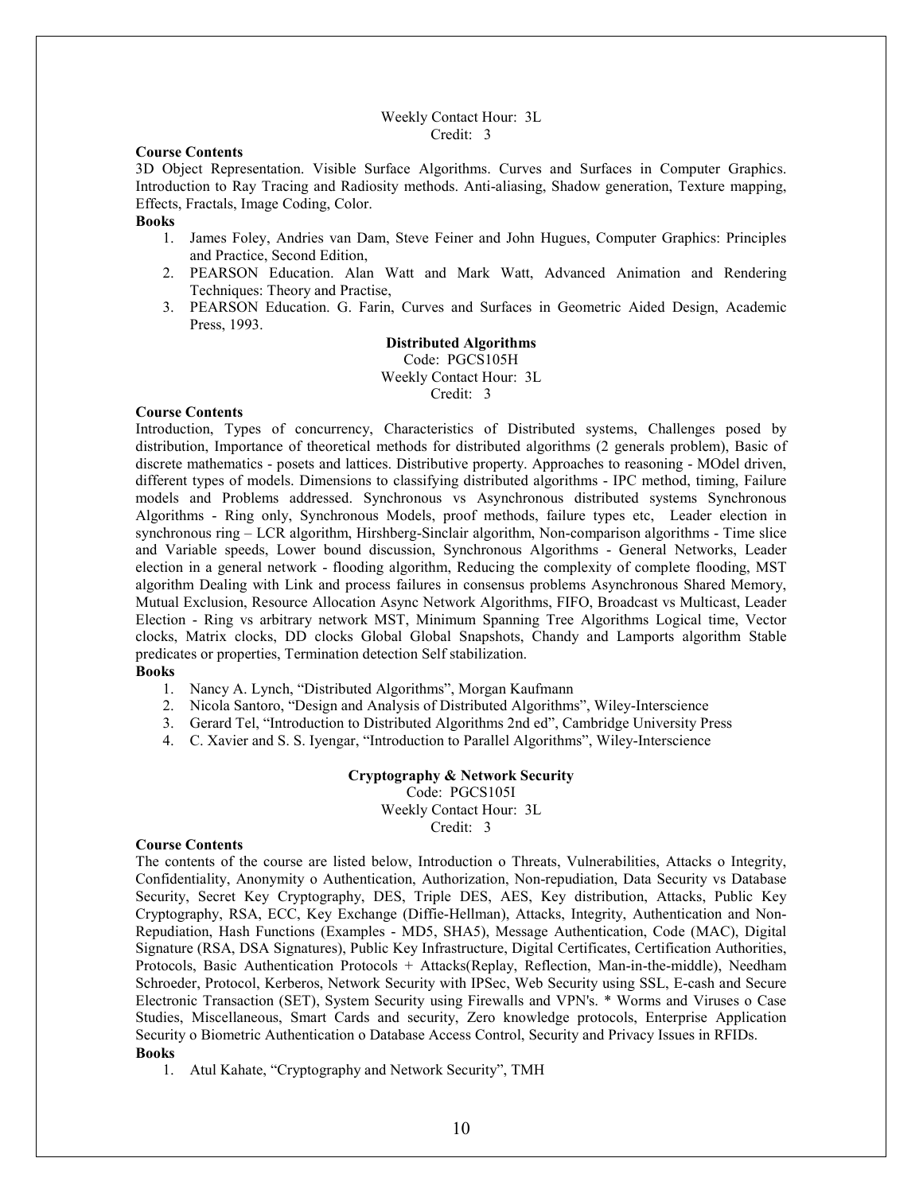Weekly Contact Hour: 3L
Credit: 3

**Course Contents**

3D Object Representation. Visible Surface Algorithms. Curves and Surfaces in Computer Graphics. Introduction to Ray Tracing and Radiosity methods. Anti-aliasing, Shadow generation, Texture mapping, Effects, Fractals, Image Coding, Color.

**Books**

1. James Foley, Andries van Dam, Steve Feiner and John Hugues, Computer Graphics: Principles and Practice, Second Edition,
2. PEARSON Education. Alan Watt and Mark Watt, Advanced Animation and Rendering Techniques: Theory and Practise,
3. PEARSON Education. G. Farin, Curves and Surfaces in Geometric Aided Design, Academic Press, 1993.

### Distributed Algorithms

Code: PGCS105H
Weekly Contact Hour: 3L
Credit: 3

**Course Contents**

Introduction, Types of concurrency, Characteristics of Distributed systems, Challenges posed by distribution, Importance of theoretical methods for distributed algorithms (2 generals problem), Basic of discrete mathematics - posets and lattices. Distributive property. Approaches to reasoning - MOdel driven, different types of models. Dimensions to classifying distributed algorithms - IPC method, timing, Failure models and Problems addressed. Synchronous vs Asynchronous distributed systems Synchronous Algorithms - Ring only, Synchronous Models, proof methods, failure types etc, Leader election in synchronous ring – LCR algorithm, Hirshberg-Sinclair algorithm, Non-comparison algorithms - Time slice and Variable speeds, Lower bound discussion, Synchronous Algorithms - General Networks, Leader election in a general network - flooding algorithm, Reducing the complexity of complete flooding, MST algorithm Dealing with Link and process failures in consensus problems Asynchronous Shared Memory, Mutual Exclusion, Resource Allocation Async Network Algorithms, FIFO, Broadcast vs Multicast, Leader Election - Ring vs arbitrary network MST, Minimum Spanning Tree Algorithms Logical time, Vector clocks, Matrix clocks, DD clocks Global Global Snapshots, Chandy and Lamports algorithm Stable predicates or properties, Termination detection Self stabilization.

**Books**

1. Nancy A. Lynch, "Distributed Algorithms", Morgan Kaufmann
2. Nicola Santoro, "Design and Analysis of Distributed Algorithms", Wiley-Interscience
3. Gerard Tel, "Introduction to Distributed Algorithms 2nd ed", Cambridge University Press
4. C. Xavier and S. S. Iyengar, "Introduction to Parallel Algorithms", Wiley-Interscience

### Cryptography & Network Security

Code: PGCS105I
Weekly Contact Hour: 3L
Credit: 3

**Course Contents**

The contents of the course are listed below, Introduction o Threats, Vulnerabilities, Attacks o Integrity, Confidentiality, Anonymity o Authentication, Authorization, Non-repudiation, Data Security vs Database Security, Secret Key Cryptography, DES, Triple DES, AES, Key distribution, Attacks, Public Key Cryptography, RSA, ECC, Key Exchange (Diffie-Hellman), Attacks, Integrity, Authentication and Non-Repudiation, Hash Functions (Examples - MD5, SHA5), Message Authentication, Code (MAC), Digital Signature (RSA, DSA Signatures), Public Key Infrastructure, Digital Certificates, Certification Authorities, Protocols, Basic Authentication Protocols + Attacks(Replay, Reflection, Man-in-the-middle), Needham Schroeder, Protocol, Kerberos, Network Security with IPSec, Web Security using SSL, E-cash and Secure Electronic Transaction (SET), System Security using Firewalls and VPN's. * Worms and Viruses o Case Studies, Miscellaneous, Smart Cards and security, Zero knowledge protocols, Enterprise Application Security o Biometric Authentication o Database Access Control, Security and Privacy Issues in RFIDs.

**Books**

1. Atul Kahate, "Cryptography and Network Security", TMH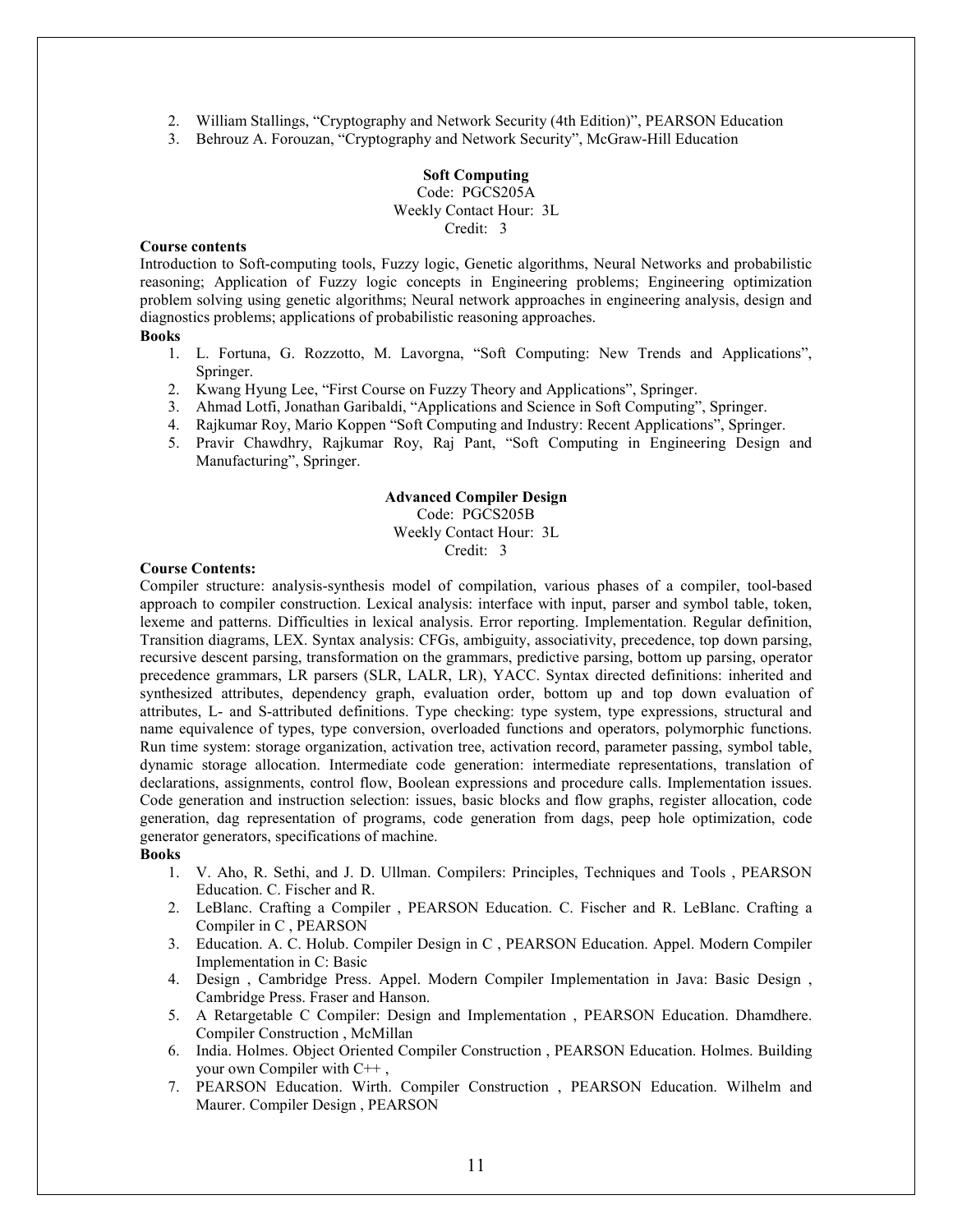2. William Stallings, "Cryptography and Network Security (4th Edition)", PEARSON Education
3. Behrouz A. Forouzan, "Cryptography and Network Security", McGraw-Hill Education

### Soft Computing

Code: PGCS205A
Weekly Contact Hour: 3L
Credit: 3

**Course contents**

Introduction to Soft-computing tools, Fuzzy logic, Genetic algorithms, Neural Networks and probabilistic reasoning; Application of Fuzzy logic concepts in Engineering problems; Engineering optimization problem solving using genetic algorithms; Neural network approaches in engineering analysis, design and diagnostics problems; applications of probabilistic reasoning approaches.

**Books**

1. L. Fortuna, G. Rozzotto, M. Lavorgna, "Soft Computing: New Trends and Applications", Springer.
2. Kwang Hyung Lee, "First Course on Fuzzy Theory and Applications", Springer.
3. Ahmad Lotfi, Jonathan Garibaldi, "Applications and Science in Soft Computing", Springer.
4. Rajkumar Roy, Mario Koppen "Soft Computing and Industry: Recent Applications", Springer.
5. Pravir Chawdhry, Rajkumar Roy, Raj Pant, "Soft Computing in Engineering Design and Manufacturing", Springer.

### Advanced Compiler Design

Code: PGCS205B
Weekly Contact Hour: 3L
Credit: 3

**Course Contents:**

Compiler structure: analysis-synthesis model of compilation, various phases of a compiler, tool-based approach to compiler construction. Lexical analysis: interface with input, parser and symbol table, token, lexeme and patterns. Difficulties in lexical analysis. Error reporting. Implementation. Regular definition, Transition diagrams, LEX. Syntax analysis: CFGs, ambiguity, associativity, precedence, top down parsing, recursive descent parsing, transformation on the grammars, predictive parsing, bottom up parsing, operator precedence grammars, LR parsers (SLR, LALR, LR), YACC. Syntax directed definitions: inherited and synthesized attributes, dependency graph, evaluation order, bottom up and top down evaluation of attributes, L- and S-attributed definitions. Type checking: type system, type expressions, structural and name equivalence of types, type conversion, overloaded functions and operators, polymorphic functions. Run time system: storage organization, activation tree, activation record, parameter passing, symbol table, dynamic storage allocation. Intermediate code generation: intermediate representations, translation of declarations, assignments, control flow, Boolean expressions and procedure calls. Implementation issues. Code generation and instruction selection: issues, basic blocks and flow graphs, register allocation, code generation, dag representation of programs, code generation from dags, peep hole optimization, code generator generators, specifications of machine.

**Books**

1. V. Aho, R. Sethi, and J. D. Ullman. Compilers: Principles, Techniques and Tools , PEARSON Education. C. Fischer and R.
2. LeBlanc. Crafting a Compiler , PEARSON Education. C. Fischer and R. LeBlanc. Crafting a Compiler in C , PEARSON
3. Education. A. C. Holub. Compiler Design in C , PEARSON Education. Appel. Modern Compiler Implementation in C: Basic
4. Design , Cambridge Press. Appel. Modern Compiler Implementation in Java: Basic Design , Cambridge Press. Fraser and Hanson.
5. A Retargetable C Compiler: Design and Implementation , PEARSON Education. Dhamdhere. Compiler Construction , McMillan
6. India. Holmes. Object Oriented Compiler Construction , PEARSON Education. Holmes. Building your own Compiler with C++ ,
7. PEARSON Education. Wirth. Compiler Construction , PEARSON Education. Wilhelm and Maurer. Compiler Design , PEARSON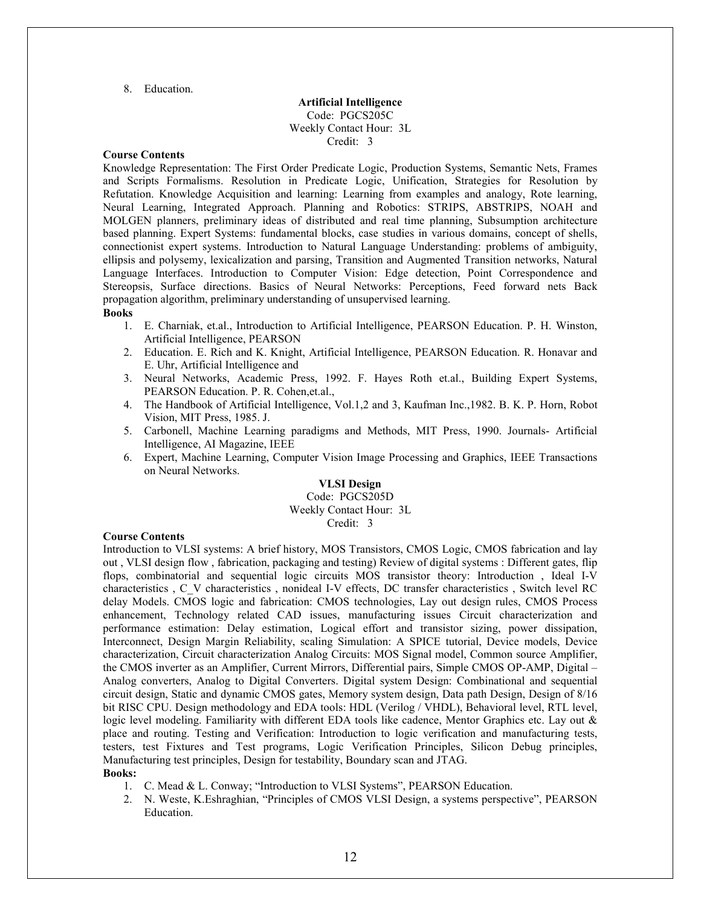8. Education.

### Artificial Intelligence

Code: PGCS205C
Weekly Contact Hour: 3L
Credit: 3

**Course Contents**

Knowledge Representation: The First Order Predicate Logic, Production Systems, Semantic Nets, Frames and Scripts Formalisms. Resolution in Predicate Logic, Unification, Strategies for Resolution by Refutation. Knowledge Acquisition and learning: Learning from examples and analogy, Rote learning, Neural Learning, Integrated Approach. Planning and Robotics: STRIPS, ABSTRIPS, NOAH and MOLGEN planners, preliminary ideas of distributed and real time planning, Subsumption architecture based planning. Expert Systems: fundamental blocks, case studies in various domains, concept of shells, connectionist expert systems. Introduction to Natural Language Understanding: problems of ambiguity, ellipsis and polysemy, lexicalization and parsing, Transition and Augmented Transition networks, Natural Language Interfaces. Introduction to Computer Vision: Edge detection, Point Correspondence and Stereopsis, Surface directions. Basics of Neural Networks: Perceptions, Feed forward nets Back propagation algorithm, preliminary understanding of unsupervised learning.

**Books**

1. E. Charniak, et.al., Introduction to Artificial Intelligence, PEARSON Education. P. H. Winston, Artificial Intelligence, PEARSON
2. Education. E. Rich and K. Knight, Artificial Intelligence, PEARSON Education. R. Honavar and E. Uhr, Artificial Intelligence and
3. Neural Networks, Academic Press, 1992. F. Hayes Roth et.al., Building Expert Systems, PEARSON Education. P. R. Cohen,et.al.,
4. The Handbook of Artificial Intelligence, Vol.1,2 and 3, Kaufman Inc.,1982. B. K. P. Horn, Robot Vision, MIT Press, 1985. J.
5. Carbonell, Machine Learning paradigms and Methods, MIT Press, 1990. Journals- Artificial Intelligence, AI Magazine, IEEE
6. Expert, Machine Learning, Computer Vision Image Processing and Graphics, IEEE Transactions on Neural Networks.

### VLSI Design

Code: PGCS205D
Weekly Contact Hour: 3L
Credit: 3

**Course Contents**

Introduction to VLSI systems: A brief history, MOS Transistors, CMOS Logic, CMOS fabrication and lay out , VLSI design flow , fabrication, packaging and testing) Review of digital systems : Different gates, flip flops, combinatorial and sequential logic circuits MOS transistor theory: Introduction , Ideal I-V characteristics , C_V characteristics , nonideal I-V effects, DC transfer characteristics , Switch level RC delay Models. CMOS logic and fabrication: CMOS technologies, Lay out design rules, CMOS Process enhancement, Technology related CAD issues, manufacturing issues Circuit characterization and performance estimation: Delay estimation, Logical effort and transistor sizing, power dissipation, Interconnect, Design Margin Reliability, scaling Simulation: A SPICE tutorial, Device models, Device characterization, Circuit characterization Analog Circuits: MOS Signal model, Common source Amplifier, the CMOS inverter as an Amplifier, Current Mirrors, Differential pairs, Simple CMOS OP-AMP, Digital – Analog converters, Analog to Digital Converters. Digital system Design: Combinational and sequential circuit design, Static and dynamic CMOS gates, Memory system design, Data path Design, Design of 8/16 bit RISC CPU. Design methodology and EDA tools: HDL (Verilog / VHDL), Behavioral level, RTL level, logic level modeling. Familiarity with different EDA tools like cadence, Mentor Graphics etc. Lay out & place and routing. Testing and Verification: Introduction to logic verification and manufacturing tests, testers, test Fixtures and Test programs, Logic Verification Principles, Silicon Debug principles, Manufacturing test principles, Design for testability, Boundary scan and JTAG.

**Books:**

1. C. Mead & L. Conway; "Introduction to VLSI Systems", PEARSON Education.
2. N. Weste, K.Eshraghian, "Principles of CMOS VLSI Design, a systems perspective", PEARSON Education.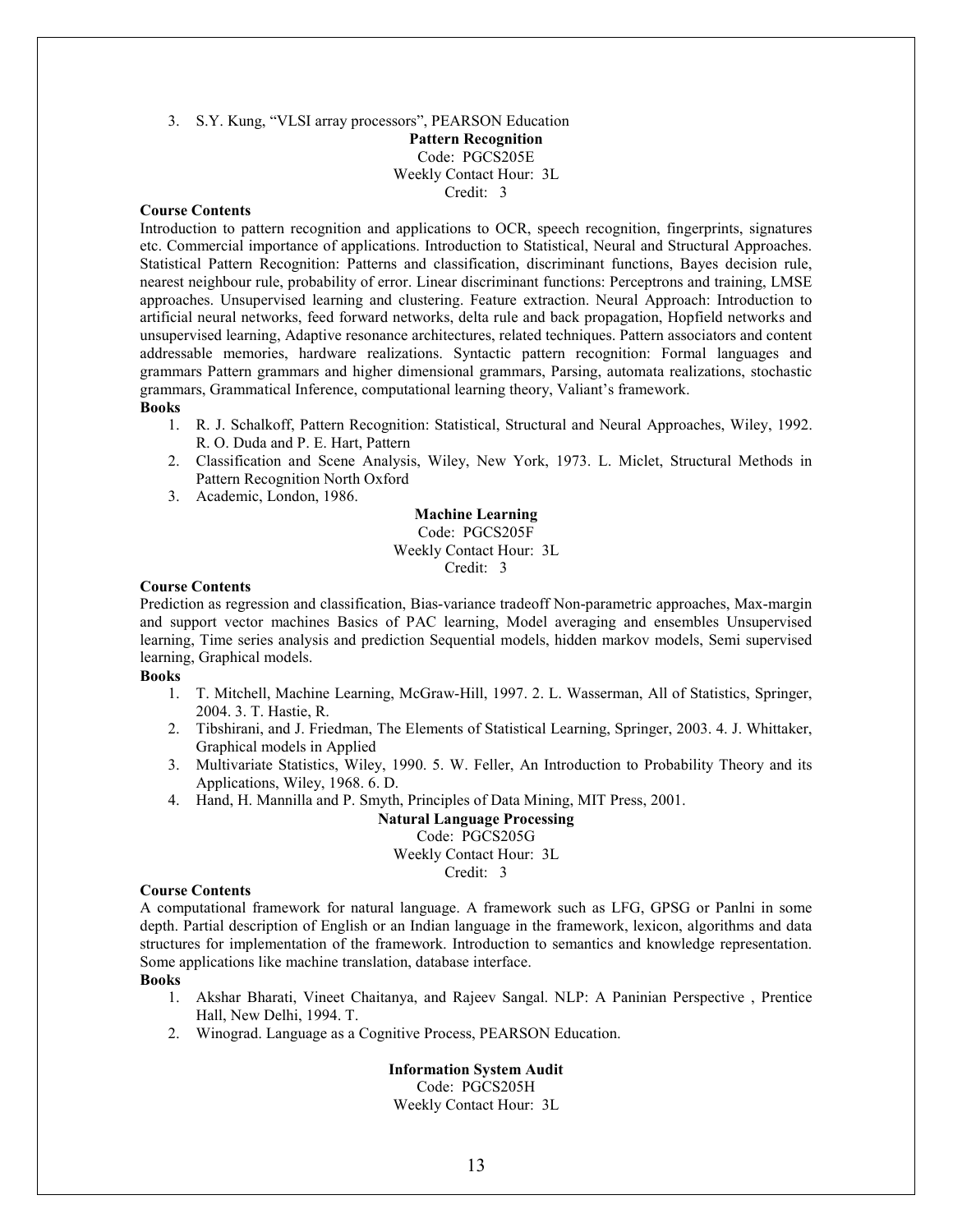3. S.Y. Kung, "VLSI array processors", PEARSON Education

### Pattern Recognition

Code: PGCS205E
Weekly Contact Hour: 3L
Credit: 3

**Course Contents**

Introduction to pattern recognition and applications to OCR, speech recognition, fingerprints, signatures etc. Commercial importance of applications. Introduction to Statistical, Neural and Structural Approaches. Statistical Pattern Recognition: Patterns and classification, discriminant functions, Bayes decision rule, nearest neighbour rule, probability of error. Linear discriminant functions: Perceptrons and training, LMSE approaches. Unsupervised learning and clustering. Feature extraction. Neural Approach: Introduction to artificial neural networks, feed forward networks, delta rule and back propagation, Hopfield networks and unsupervised learning, Adaptive resonance architectures, related techniques. Pattern associators and content addressable memories, hardware realizations. Syntactic pattern recognition: Formal languages and grammars Pattern grammars and higher dimensional grammars, Parsing, automata realizations, stochastic grammars, Grammatical Inference, computational learning theory, Valiant's framework.

**Books**

1. R. J. Schalkoff, Pattern Recognition: Statistical, Structural and Neural Approaches, Wiley, 1992. R. O. Duda and P. E. Hart, Pattern
2. Classification and Scene Analysis, Wiley, New York, 1973. L. Miclet, Structural Methods in Pattern Recognition North Oxford
3. Academic, London, 1986.

### Machine Learning

Code: PGCS205F
Weekly Contact Hour: 3L
Credit: 3

**Course Contents**

Prediction as regression and classification, Bias-variance tradeoff Non-parametric approaches, Max-margin and support vector machines Basics of PAC learning, Model averaging and ensembles Unsupervised learning, Time series analysis and prediction Sequential models, hidden markov models, Semi supervised learning, Graphical models.

**Books**

1. T. Mitchell, Machine Learning, McGraw-Hill, 1997. 2. L. Wasserman, All of Statistics, Springer, 2004. 3. T. Hastie, R.
2. Tibshirani, and J. Friedman, The Elements of Statistical Learning, Springer, 2003. 4. J. Whittaker, Graphical models in Applied
3. Multivariate Statistics, Wiley, 1990. 5. W. Feller, An Introduction to Probability Theory and its Applications, Wiley, 1968. 6. D.
4. Hand, H. Mannilla and P. Smyth, Principles of Data Mining, MIT Press, 2001.

### Natural Language Processing

Code: PGCS205G
Weekly Contact Hour: 3L
Credit: 3

**Course Contents**

A computational framework for natural language. A framework such as LFG, GPSG or Panlni in some depth. Partial description of English or an Indian language in the framework, lexicon, algorithms and data structures for implementation of the framework. Introduction to semantics and knowledge representation. Some applications like machine translation, database interface.

**Books**

1. Akshar Bharati, Vineet Chaitanya, and Rajeev Sangal. NLP: A Paninian Perspective , Prentice Hall, New Delhi, 1994. T.
2. Winograd. Language as a Cognitive Process, PEARSON Education.

### Information System Audit

Code: PGCS205H
Weekly Contact Hour: 3L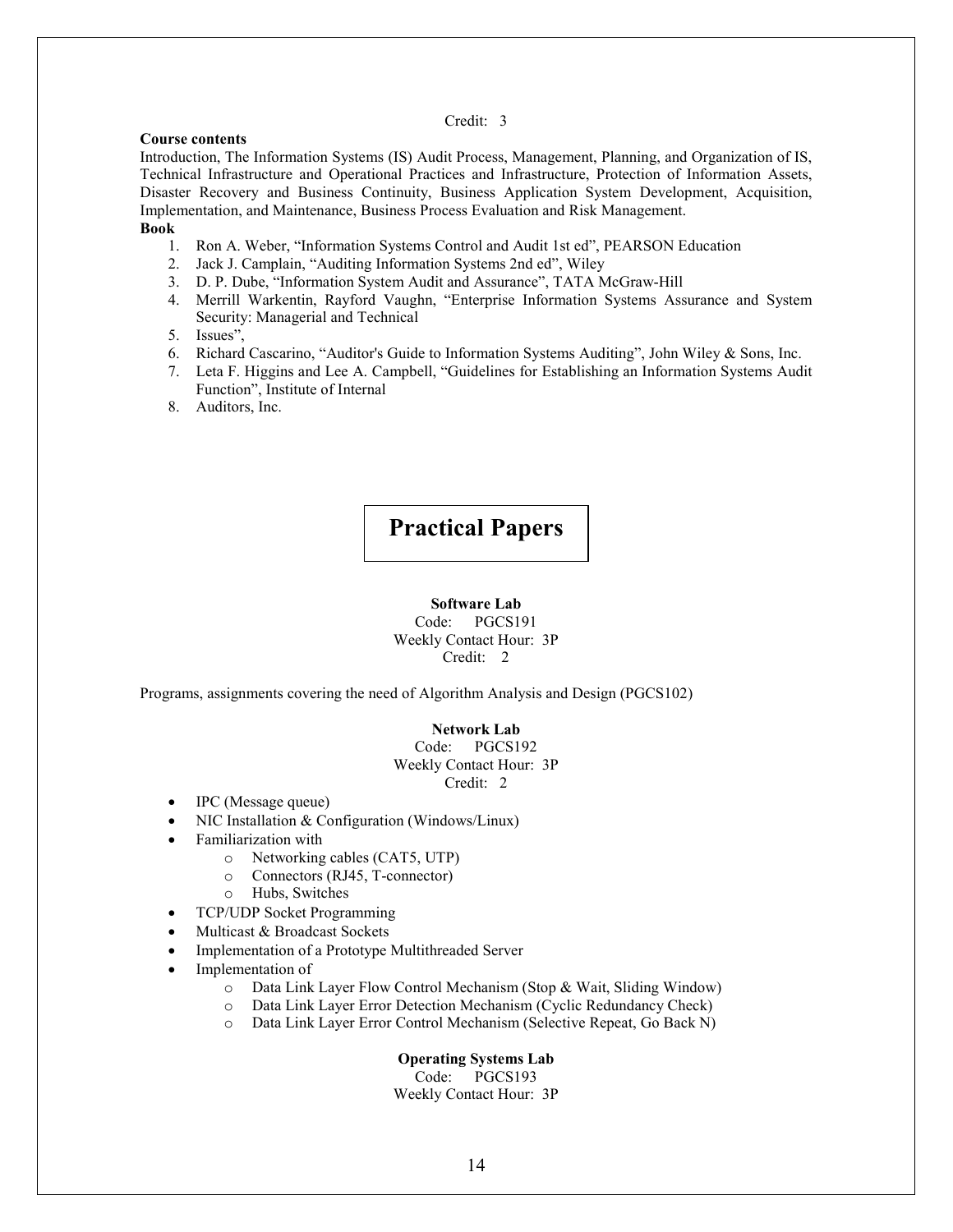Credit: 3

**Course contents**

Introduction, The Information Systems (IS) Audit Process, Management, Planning, and Organization of IS, Technical Infrastructure and Operational Practices and Infrastructure, Protection of Information Assets, Disaster Recovery and Business Continuity, Business Application System Development, Acquisition, Implementation, and Maintenance, Business Process Evaluation and Risk Management.

**Book**

1. Ron A. Weber, "Information Systems Control and Audit 1st ed", PEARSON Education
2. Jack J. Camplain, "Auditing Information Systems 2nd ed", Wiley
3. D. P. Dube, "Information System Audit and Assurance", TATA McGraw-Hill
4. Merrill Warkentin, Rayford Vaughn, "Enterprise Information Systems Assurance and System Security: Managerial and Technical
5. Issues",
6. Richard Cascarino, "Auditor's Guide to Information Systems Auditing", John Wiley & Sons, Inc.
7. Leta F. Higgins and Lee A. Campbell, "Guidelines for Establishing an Information Systems Audit Function", Institute of Internal
8. Auditors, Inc.

# Practical Papers

**Software Lab**
Code: PGCS191
Weekly Contact Hour: 3P
Credit: 2

Programs, assignments covering the need of Algorithm Analysis and Design (PGCS102)

**Network Lab**
Code: PGCS192
Weekly Contact Hour: 3P
Credit: 2

- IPC (Message queue)
- NIC Installation & Configuration (Windows/Linux)
- Familiarization with
  - Networking cables (CAT5, UTP)
  - Connectors (RJ45, T-connector)
  - Hubs, Switches
- TCP/UDP Socket Programming
- Multicast & Broadcast Sockets
- Implementation of a Prototype Multithreaded Server
- Implementation of
  - Data Link Layer Flow Control Mechanism (Stop & Wait, Sliding Window)
  - Data Link Layer Error Detection Mechanism (Cyclic Redundancy Check)
  - Data Link Layer Error Control Mechanism (Selective Repeat, Go Back N)

**Operating Systems Lab**
Code: PGCS193
Weekly Contact Hour: 3P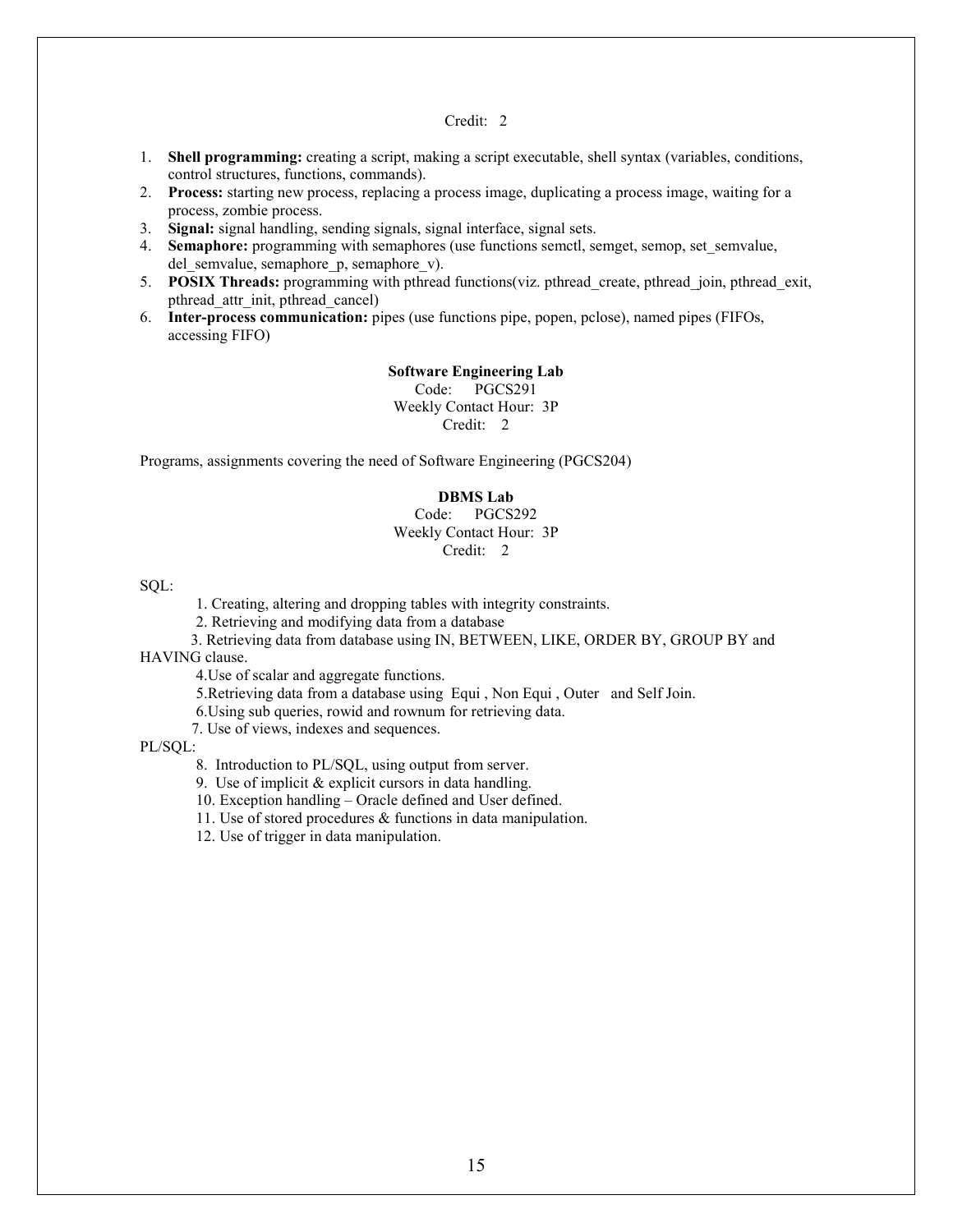Credit: 2

1. **Shell programming:** creating a script, making a script executable, shell syntax (variables, conditions, control structures, functions, commands).
2. **Process:** starting new process, replacing a process image, duplicating a process image, waiting for a process, zombie process.
3. **Signal:** signal handling, sending signals, signal interface, signal sets.
4. **Semaphore:** programming with semaphores (use functions semctl, semget, semop, set_semvalue, del_semvalue, semaphore_p, semaphore_v).
5. **POSIX Threads:** programming with pthread functions(viz. pthread_create, pthread_join, pthread_exit, pthread_attr_init, pthread_cancel)
6. **Inter-process communication:** pipes (use functions pipe, popen, pclose), named pipes (FIFOs, accessing FIFO)

**Software Engineering Lab**

Code: PGCS291

Weekly Contact Hour: 3P

Credit: 2

Programs, assignments covering the need of Software Engineering (PGCS204)

**DBMS Lab**

Code: PGCS292

Weekly Contact Hour: 3P

Credit: 2

SQL:

1. Creating, altering and dropping tables with integrity constraints.
2. Retrieving and modifying data from a database
3. Retrieving data from database using IN, BETWEEN, LIKE, ORDER BY, GROUP BY and HAVING clause.
4. Use of scalar and aggregate functions.
5. Retrieving data from a database using Equi , Non Equi , Outer and Self Join.
6. Using sub queries, rowid and rownum for retrieving data.
7. Use of views, indexes and sequences.

PL/SQL:

8. Introduction to PL/SQL, using output from server.
9. Use of implicit & explicit cursors in data handling.
10. Exception handling – Oracle defined and User defined.
11. Use of stored procedures & functions in data manipulation.
12. Use of trigger in data manipulation.